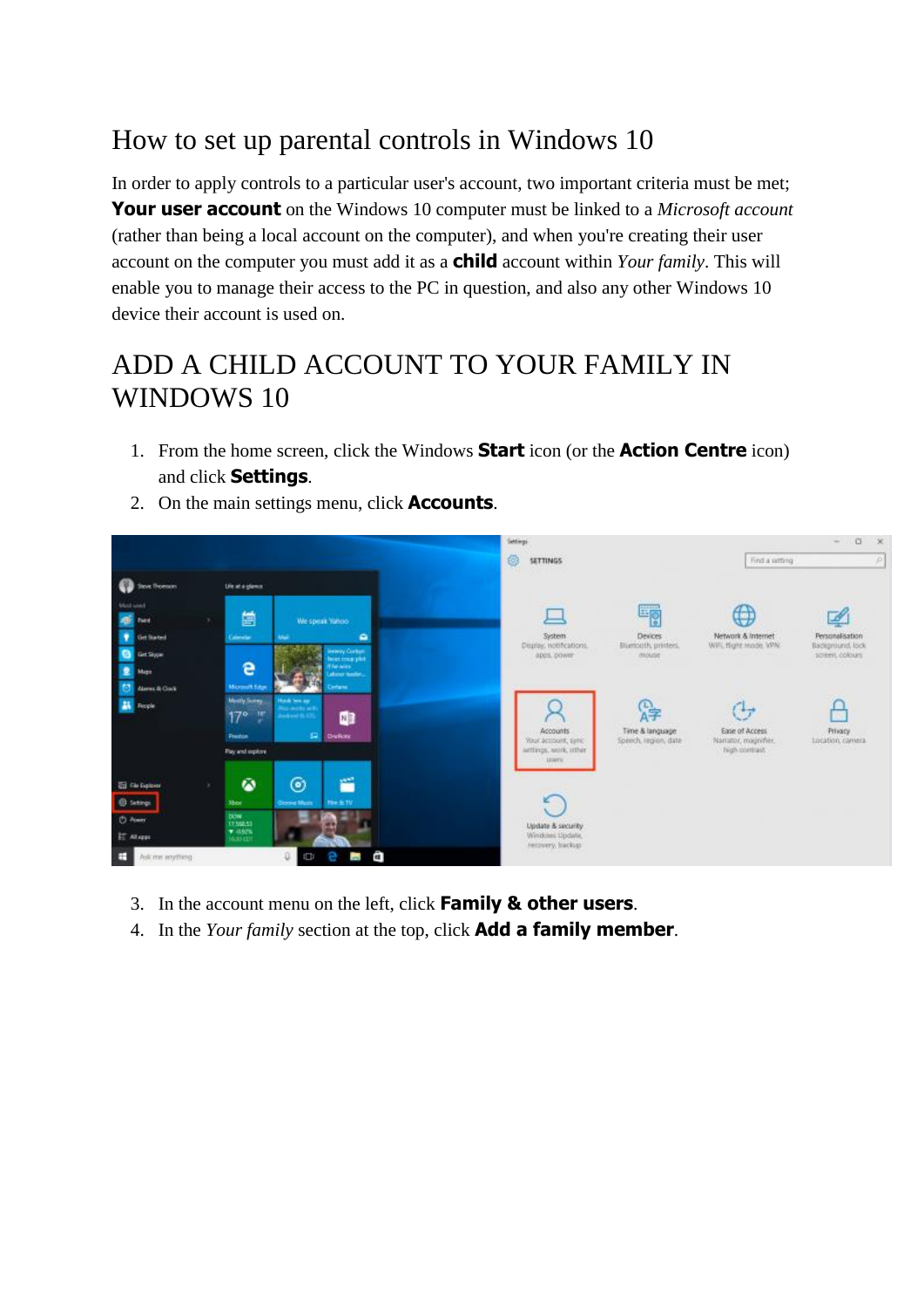# How to set up parental controls in Windows 10

In order to apply controls to a particular user's account, two important criteria must be met; **Your user account** on the Windows 10 computer must be linked to a *Microsoft account* (rather than being a local account on the computer), and when you're creating their user account on the computer you must add it as a **child** account within *Your family*. This will enable you to manage their access to the PC in question, and also any other Windows 10 device their account is used on.

## ADD A CHILD ACCOUNT TO YOUR FAMILY IN WINDOWS 10

1. From the home screen, click the Windows **Start** icon (or the **Action Centre** icon) and click **Settings**.
2. On the main settings menu, click **Accounts**.

3. In the account menu on the left, click **Family & other users**.
4. In the *Your family* section at the top, click **Add a family member**.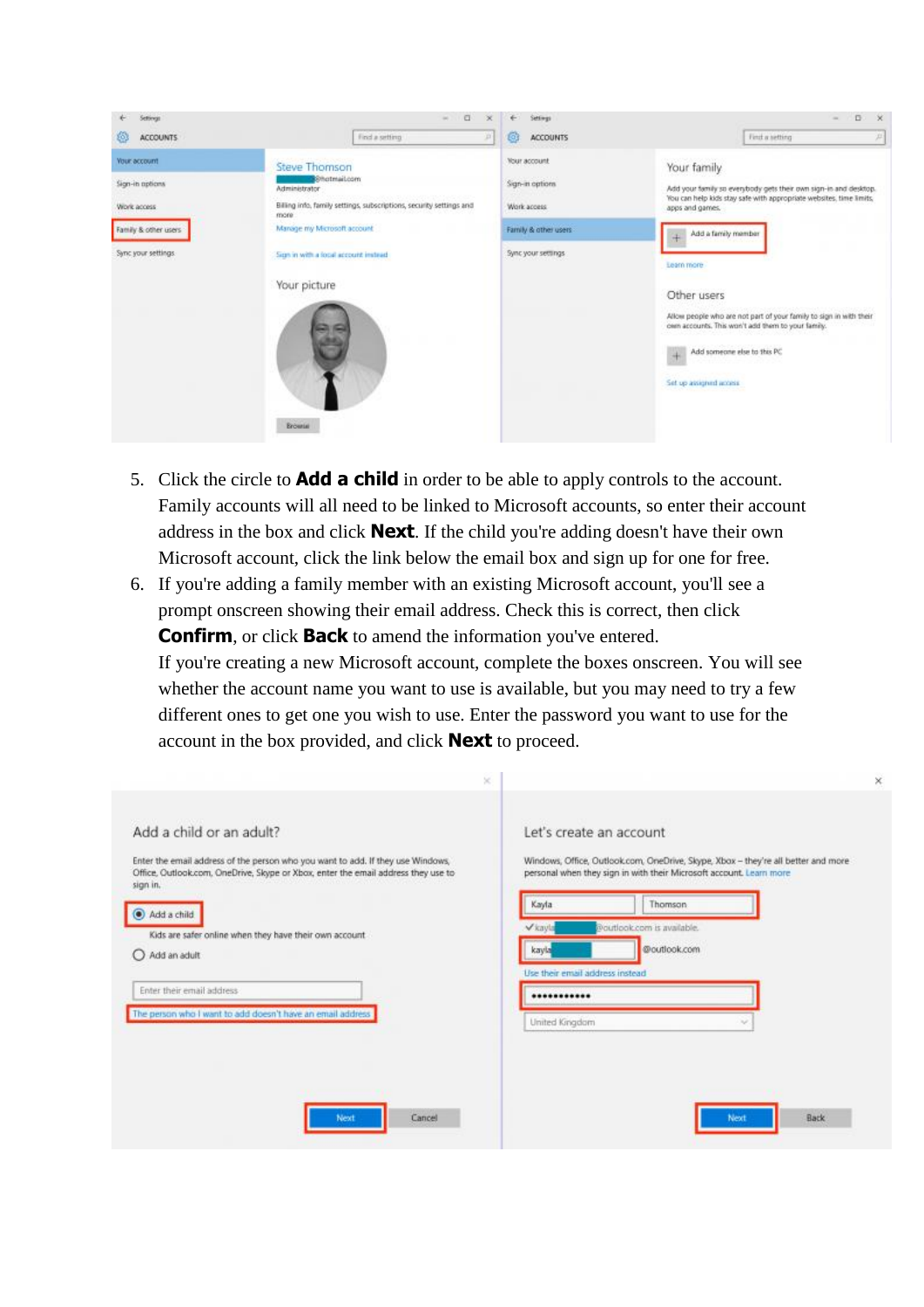5. Click the circle to **Add a child** in order to be able to apply controls to the account. Family accounts will all need to be linked to Microsoft accounts, so enter their account address in the box and click **Next**. If the child you're adding doesn't have their own Microsoft account, click the link below the email box and sign up for one for free.
6. If you're adding a family member with an existing Microsoft account, you'll see a prompt onscreen showing their email address. Check this is correct, then click **Confirm**, or click **Back** to amend the information you've entered. If you're creating a new Microsoft account, complete the boxes onscreen. You will see whether the account name you want to use is available, but you may need to try a few different ones to get one you wish to use. Enter the password you want to use for the account in the box provided, and click **Next** to proceed.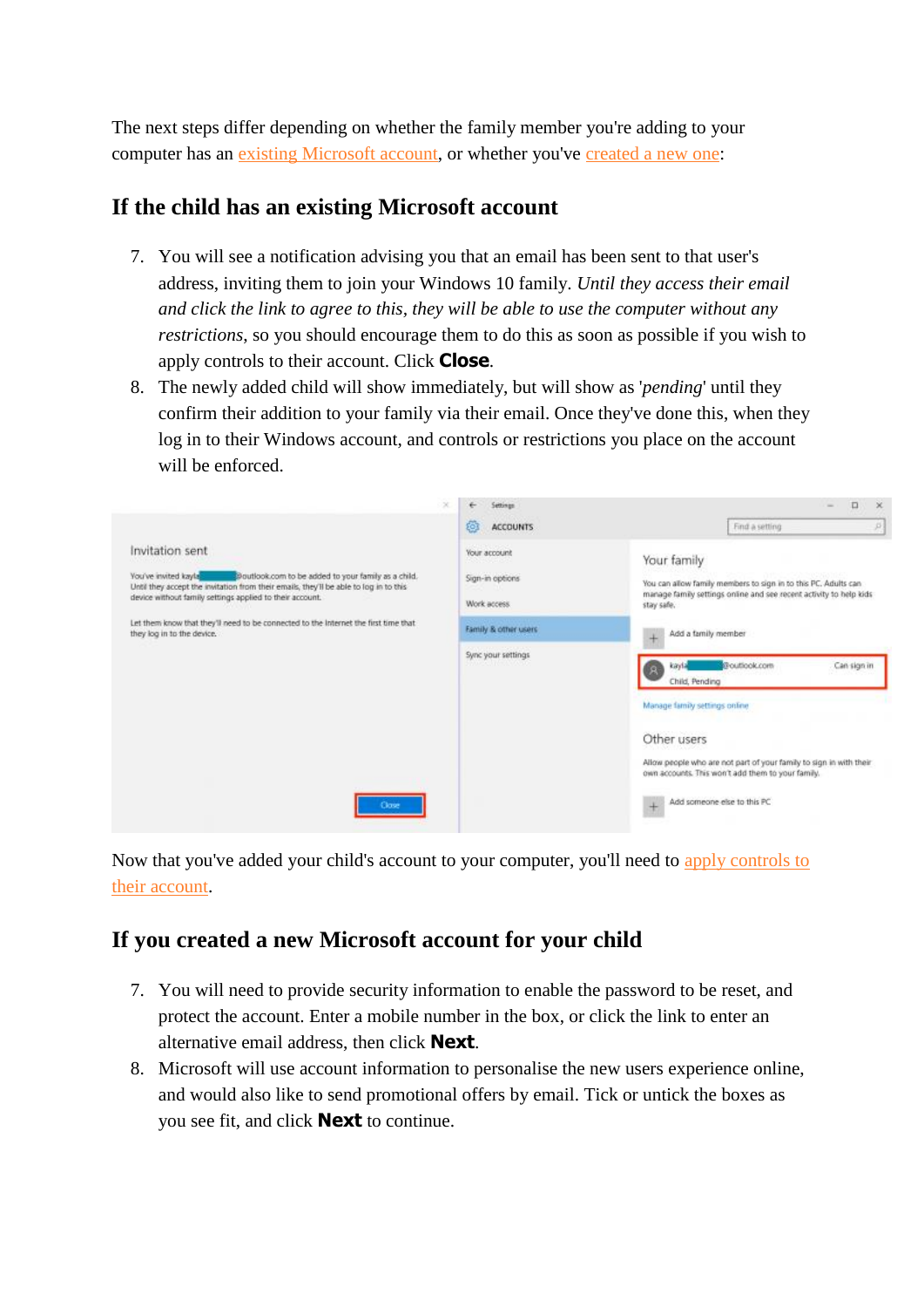The next steps differ depending on whether the family member you're adding to your computer has an existing Microsoft account, or whether you've created a new one:

## If the child has an existing Microsoft account

7. You will see a notification advising you that an email has been sent to that user's address, inviting them to join your Windows 10 family. *Until they access their email and click the link to agree to this, they will be able to use the computer without any restrictions*, so you should encourage them to do this as soon as possible if you wish to apply controls to their account. Click **Close**.
8. The newly added child will show immediately, but will show as '*pending*' until they confirm their addition to your family via their email. Once they've done this, when they log in to their Windows account, and controls or restrictions you place on the account will be enforced.

Now that you've added your child's account to your computer, you'll need to apply controls to their account.

## If you created a new Microsoft account for your child

7. You will need to provide security information to enable the password to be reset, and protect the account. Enter a mobile number in the box, or click the link to enter an alternative email address, then click **Next**.
8. Microsoft will use account information to personalise the new users experience online, and would also like to send promotional offers by email. Tick or untick the boxes as you see fit, and click **Next** to continue.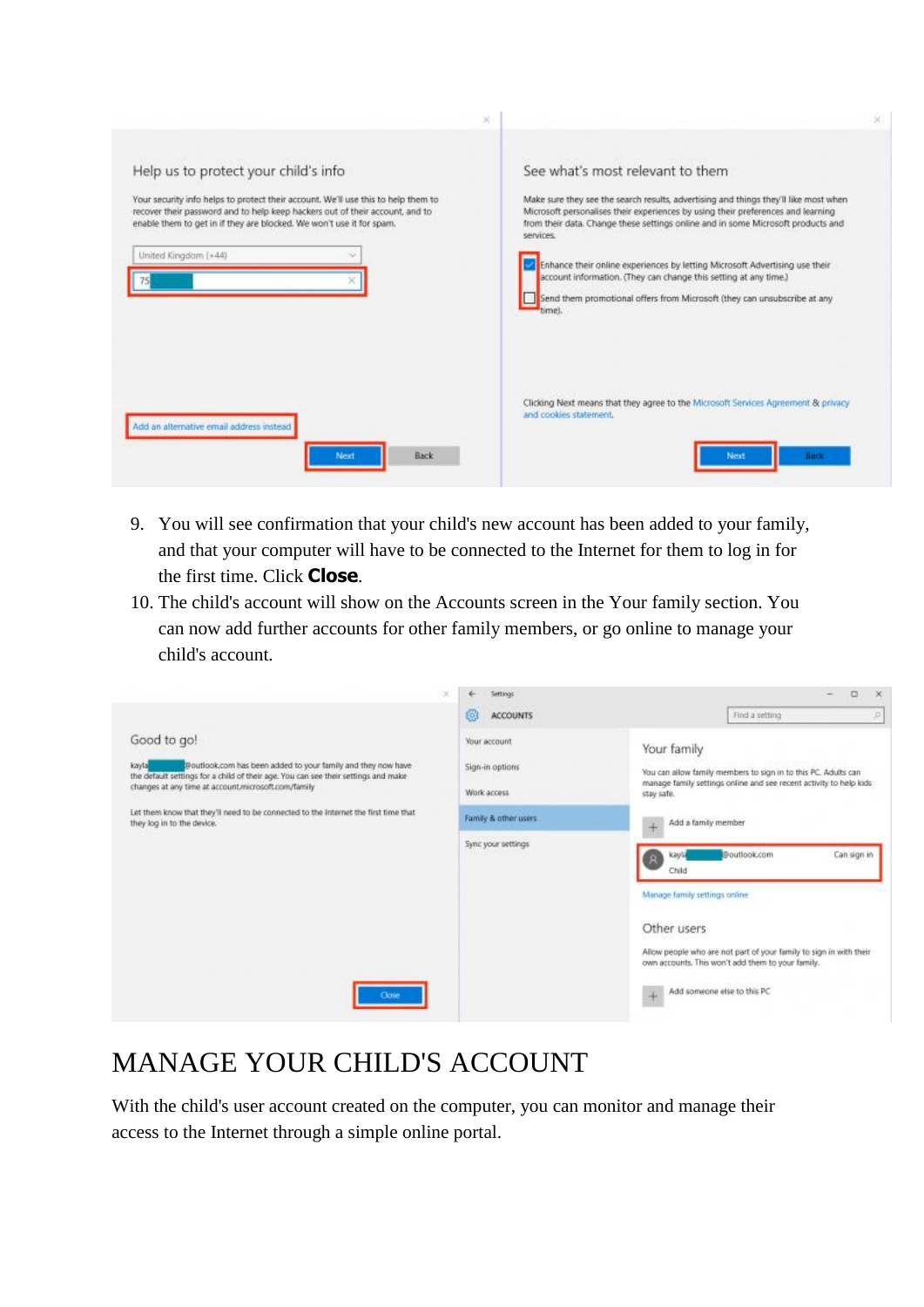9. You will see confirmation that your child's new account has been added to your family, and that your computer will have to be connected to the Internet for them to log in for the first time. Click **Close**.
10. The child's account will show on the Accounts screen in the Your family section. You can now add further accounts for other family members, or go online to manage your child's account.

# MANAGE YOUR CHILD'S ACCOUNT

With the child's user account created on the computer, you can monitor and manage their access to the Internet through a simple online portal.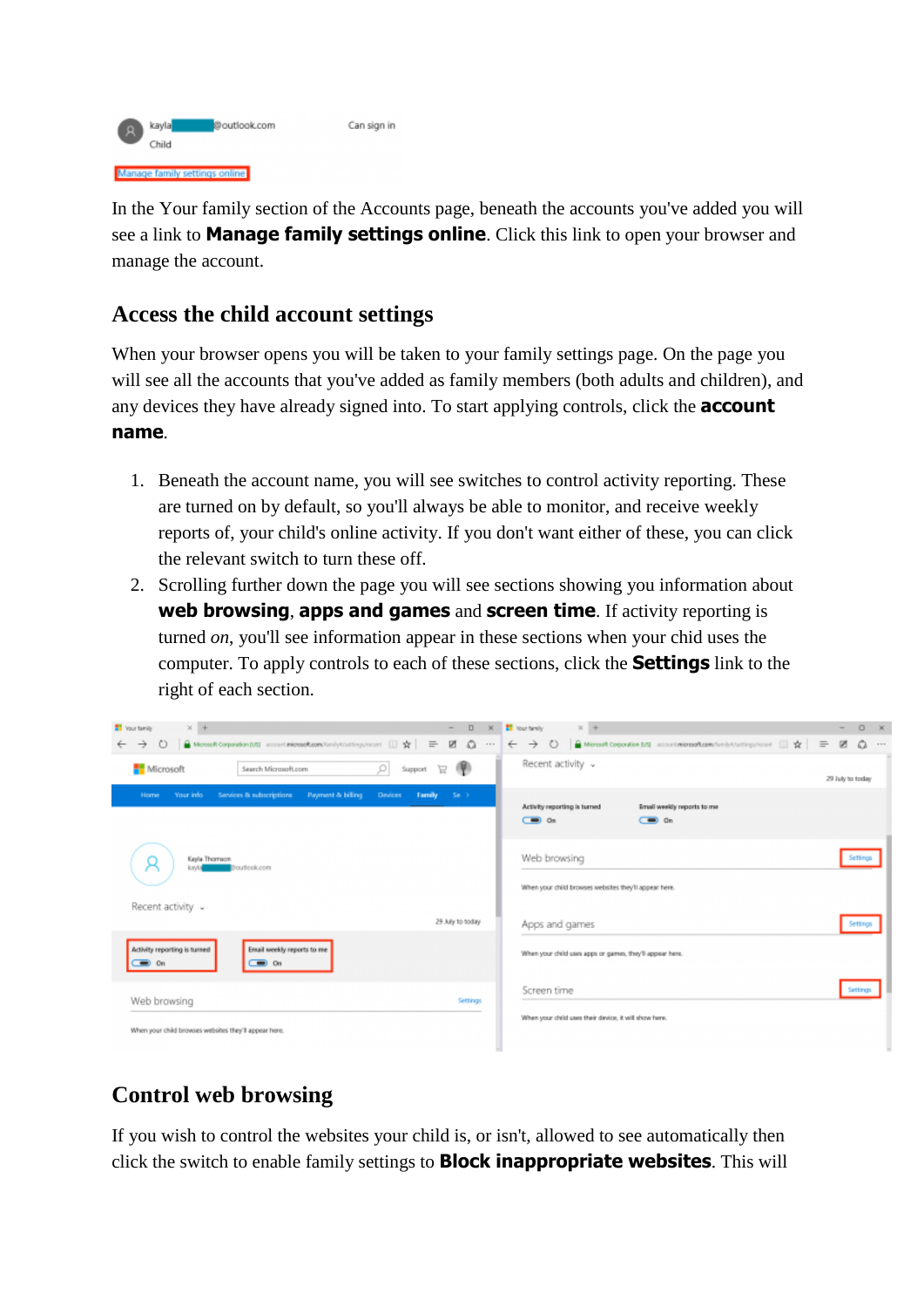In the Your family section of the Accounts page, beneath the accounts you've added you will see a link to **Manage family settings online**. Click this link to open your browser and manage the account.

## Access the child account settings

When your browser opens you will be taken to your family settings page. On the page you will see all the accounts that you've added as family members (both adults and children), and any devices they have already signed into. To start applying controls, click the **account name**.

1. Beneath the account name, you will see switches to control activity reporting. These are turned on by default, so you'll always be able to monitor, and receive weekly reports of, your child's online activity. If you don't want either of these, you can click the relevant switch to turn these off.
2. Scrolling further down the page you will see sections showing you information about **web browsing**, **apps and games** and **screen time**. If activity reporting is turned *on*, you'll see information appear in these sections when your chid uses the computer. To apply controls to each of these sections, click the **Settings** link to the right of each section.

## Control web browsing

If you wish to control the websites your child is, or isn't, allowed to see automatically then click the switch to enable family settings to **Block inappropriate websites**. This will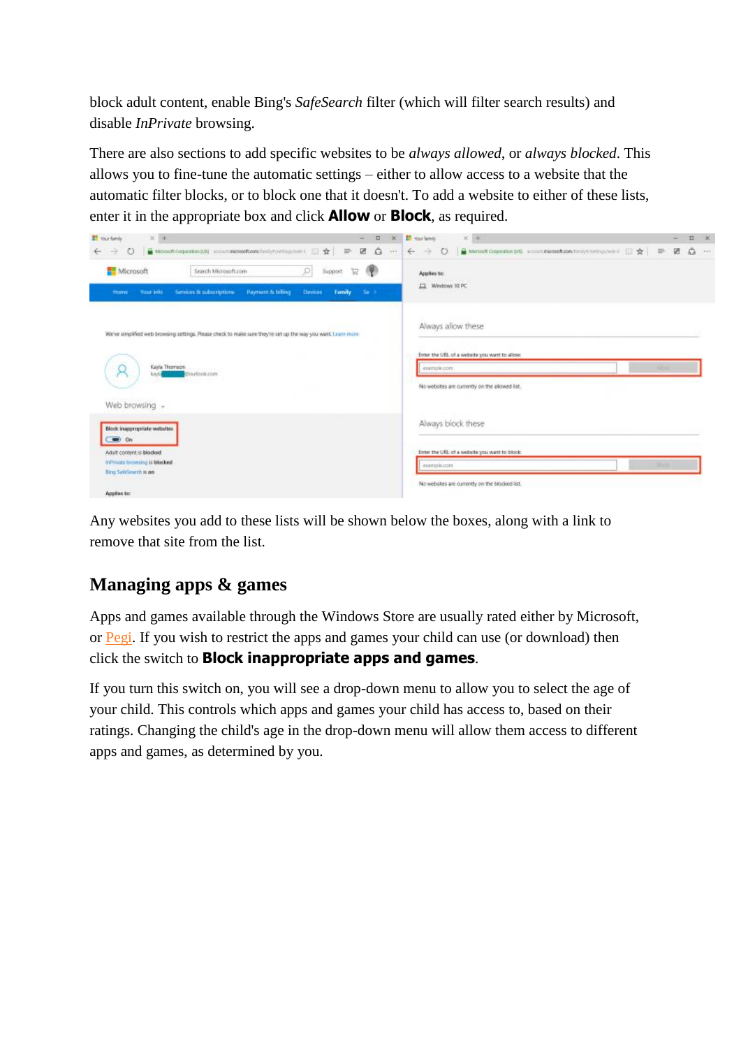block adult content, enable Bing's *SafeSearch* filter (which will filter search results) and disable *InPrivate* browsing.

There are also sections to add specific websites to be *always allowed*, or *always blocked*. This allows you to fine-tune the automatic settings – either to allow access to a website that the automatic filter blocks, or to block one that it doesn't. To add a website to either of these lists, enter it in the appropriate box and click **Allow** or **Block**, as required.

Any websites you add to these lists will be shown below the boxes, along with a link to remove that site from the list.

## Managing apps & games

Apps and games available through the Windows Store are usually rated either by Microsoft, or Pegi. If you wish to restrict the apps and games your child can use (or download) then click the switch to **Block inappropriate apps and games**.

If you turn this switch on, you will see a drop-down menu to allow you to select the age of your child. This controls which apps and games your child has access to, based on their ratings. Changing the child's age in the drop-down menu will allow them access to different apps and games, as determined by you.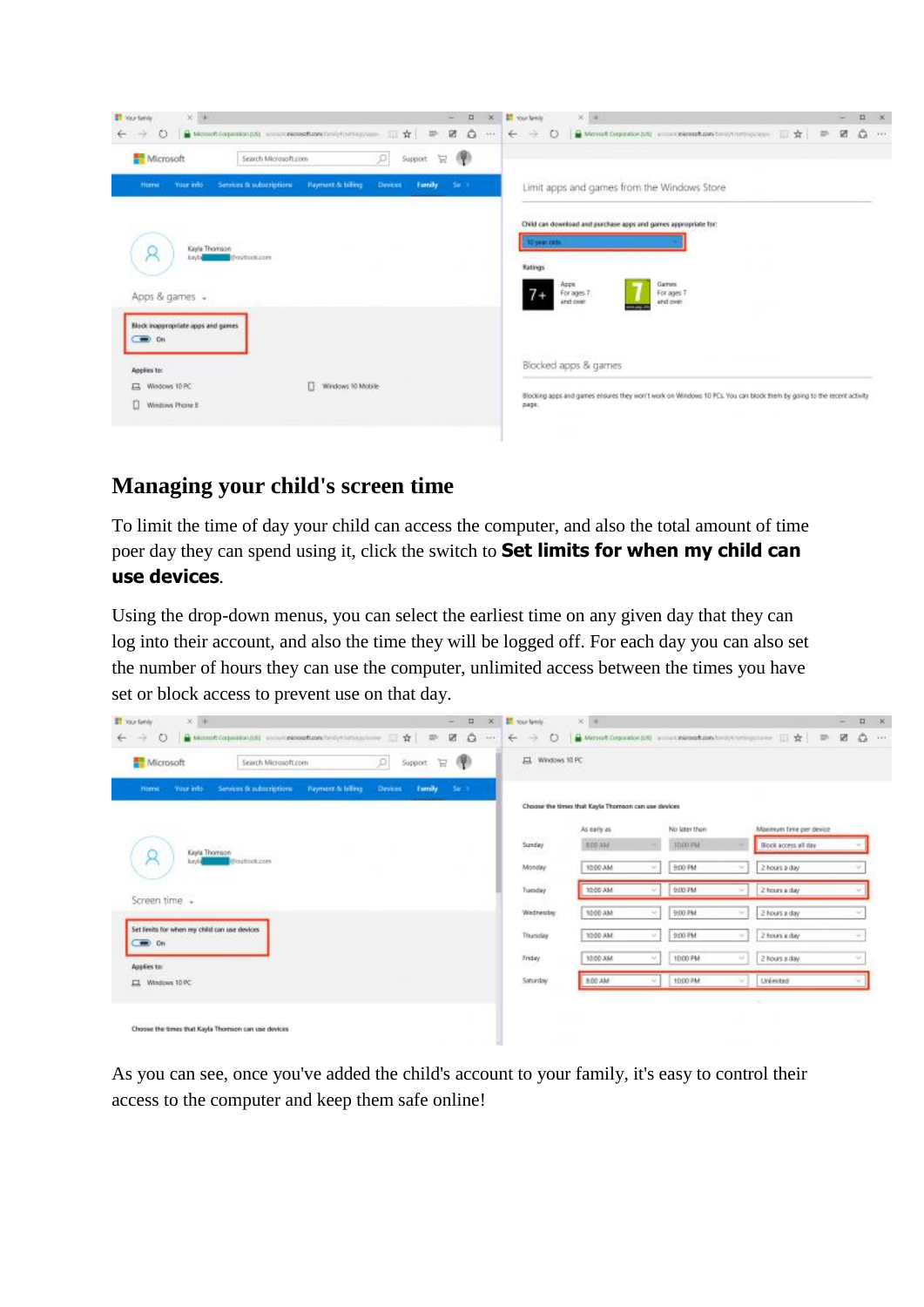## Managing your child's screen time

To limit the time of day your child can access the computer, and also the total amount of time poer day they can spend using it, click the switch to **Set limits for when my child can use devices**.

Using the drop-down menus, you can select the earliest time on any given day that they can log into their account, and also the time they will be logged off. For each day you can also set the number of hours they can use the computer, unlimited access between the times you have set or block access to prevent use on that day.

As you can see, once you've added the child's account to your family, it's easy to control their access to the computer and keep them safe online!